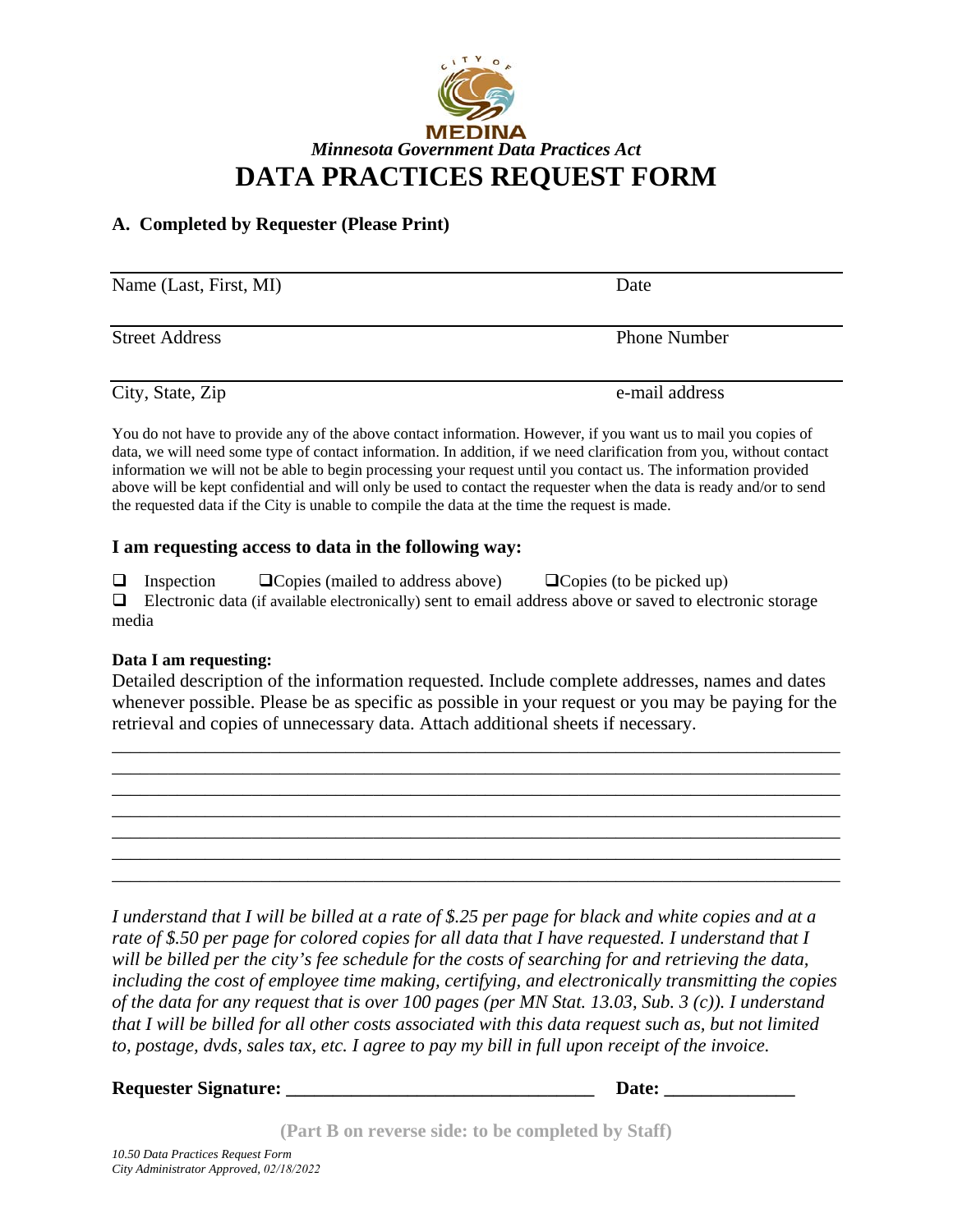CITY OF MEDINA

*Minnesota Government Data Practices Act*

# DATA PRACTICES REQUEST FORM

**A. Completed by Requester (Please Print)**

| | |
|---|---|
| Name (Last, First, MI) | Date |
| Street Address | Phone Number |
| City, State, Zip | e-mail address |

You do not have to provide any of the above contact information. However, if you want us to mail you copies of data, we will need some type of contact information. In addition, if we need clarification from you, without contact information we will not be able to begin processing your request until you contact us. The information provided above will be kept confidential and will only be used to contact the requester when the data is ready and/or to send the requested data if the City is unable to compile the data at the time the request is made.

### I am requesting access to data in the following way:

- ☐ Inspection ☐ Copies (mailed to address above) ☐ Copies (to be picked up)
- ☐ Electronic data (if available electronically) sent to email address above or saved to electronic storage media

**Data I am requesting:**

Detailed description of the information requested. Include complete addresses, names and dates whenever possible. Please be as specific as possible in your request or you may be paying for the retrieval and copies of unnecessary data. Attach additional sheets if necessary.

______________________________________________________________________________

______________________________________________________________________________

______________________________________________________________________________

______________________________________________________________________________

______________________________________________________________________________

______________________________________________________________________________

______________________________________________________________________________

*I understand that I will be billed at a rate of $.25 per page for black and white copies and at a rate of $.50 per page for colored copies for all data that I have requested. I understand that I will be billed per the city's fee schedule for the costs of searching for and retrieving the data, including the cost of employee time making, certifying, and electronically transmitting the copies of the data for any request that is over 100 pages (per MN Stat. 13.03, Sub. 3 (c)). I understand that I will be billed for all other costs associated with this data request such as, but not limited to, postage, dvds, sales tax, etc. I agree to pay my bill in full upon receipt of the invoice.*

**Requester Signature: ________________________________ Date: _____________**

**(Part B on reverse side: to be completed by Staff)**

*10.50 Data Practices Request Form*
*City Administrator Approved, 02/18/2022*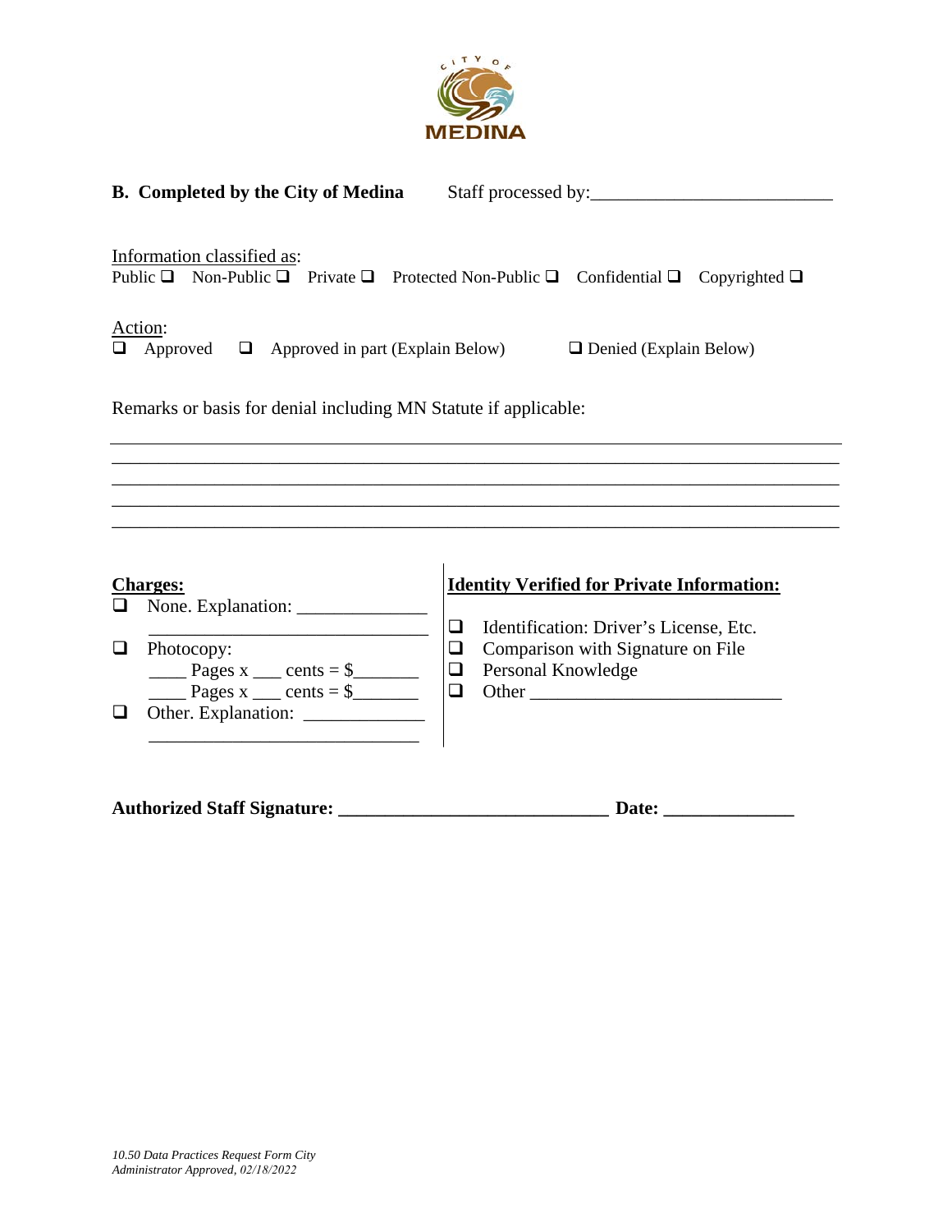CITY OF MEDINA

**B. Completed by the City of Medina** Staff processed by:_________________________

Information classified as:
Public ❑ Non-Public ❑ Private ❑ Protected Non-Public ❑ Confidential ❑ Copyrighted ❑

Action:
❑ Approved ❑ Approved in part (Explain Below) ❑ Denied (Explain Below)

Remarks or basis for denial including MN Statute if applicable:

_______________________________________________________________________________
_______________________________________________________________________________
_______________________________________________________________________________
_______________________________________________________________________________
_______________________________________________________________________________

**Charges:**

❑ None. Explanation: _____________
_____________________________
❑ Photocopy:
____ Pages x ___ cents = $_______
____ Pages x ___ cents = $_______
❑ Other. Explanation: ____________
_____________________________

**Identity Verified for Private Information:**

❑ Identification: Driver's License, Etc.
❑ Comparison with Signature on File
❑ Personal Knowledge
❑ Other ___________________________

**Authorized Staff Signature: ____________________________ Date: _____________**

*10.50 Data Practices Request Form City Administrator Approved, 02/18/2022*